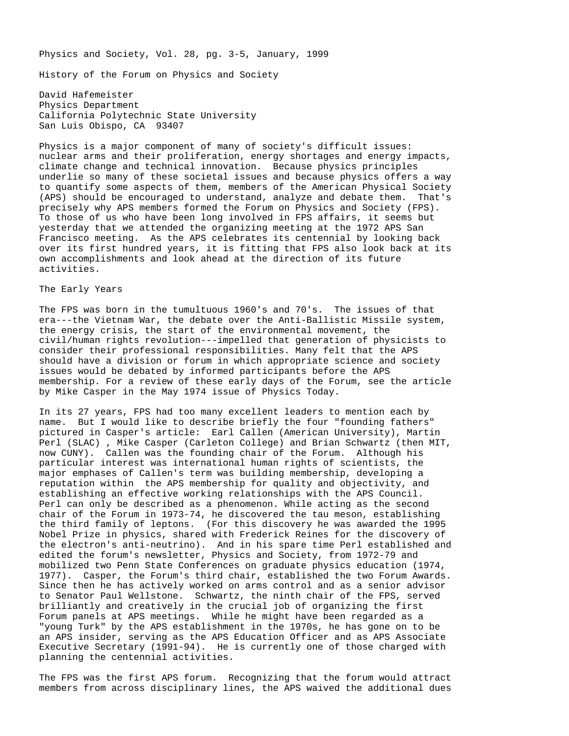Physics and Society, Vol. 28, pg. 3-5, January, 1999

# History of the Forum on Physics and Society

David Hafemeister
Physics Department
California Polytechnic State University
San Luis Obispo, CA 93407

Physics is a major component of many of society's difficult issues: nuclear arms and their proliferation, energy shortages and energy impacts, climate change and technical innovation. Because physics principles underlie so many of these societal issues and because physics offers a way to quantify some aspects of them, members of the American Physical Society (APS) should be encouraged to understand, analyze and debate them. That's precisely why APS members formed the Forum on Physics and Society (FPS). To those of us who have been long involved in FPS affairs, it seems but yesterday that we attended the organizing meeting at the 1972 APS San Francisco meeting. As the APS celebrates its centennial by looking back over its first hundred years, it is fitting that FPS also look back at its own accomplishments and look ahead at the direction of its future activities.

## The Early Years

The FPS was born in the tumultuous 1960's and 70's. The issues of that era---the Vietnam War, the debate over the Anti-Ballistic Missile system, the energy crisis, the start of the environmental movement, the civil/human rights revolution---impelled that generation of physicists to consider their professional responsibilities. Many felt that the APS should have a division or forum in which appropriate science and society issues would be debated by informed participants before the APS membership. For a review of these early days of the Forum, see the article by Mike Casper in the May 1974 issue of Physics Today.

In its 27 years, FPS had too many excellent leaders to mention each by name. But I would like to describe briefly the four "founding fathers" pictured in Casper's article: Earl Callen (American University), Martin Perl (SLAC) , Mike Casper (Carleton College) and Brian Schwartz (then MIT, now CUNY). Callen was the founding chair of the Forum. Although his particular interest was international human rights of scientists, the major emphases of Callen's term was building membership, developing a reputation within the APS membership for quality and objectivity, and establishing an effective working relationships with the APS Council. Perl can only be described as a phenomenon. While acting as the second chair of the Forum in 1973-74, he discovered the tau meson, establishing the third family of leptons. (For this discovery he was awarded the 1995 Nobel Prize in physics, shared with Frederick Reines for the discovery of the electron's anti-neutrino). And in his spare time Perl established and edited the forum's newsletter, Physics and Society, from 1972-79 and mobilized two Penn State Conferences on graduate physics education (1974, 1977). Casper, the Forum's third chair, established the two Forum Awards. Since then he has actively worked on arms control and as a senior advisor to Senator Paul Wellstone. Schwartz, the ninth chair of the FPS, served brilliantly and creatively in the crucial job of organizing the first Forum panels at APS meetings. While he might have been regarded as a "young Turk" by the APS establishment in the 1970s, he has gone on to be an APS insider, serving as the APS Education Officer and as APS Associate Executive Secretary (1991-94). He is currently one of those charged with planning the centennial activities.

The FPS was the first APS forum. Recognizing that the forum would attract members from across disciplinary lines, the APS waived the additional dues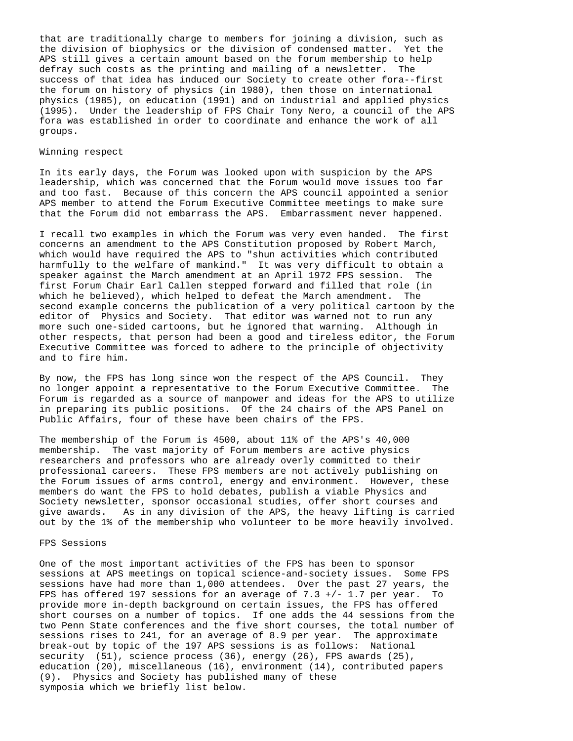that are traditionally charge to members for joining a division, such as the division of biophysics or the division of condensed matter. Yet the APS still gives a certain amount based on the forum membership to help defray such costs as the printing and mailing of a newsletter. The success of that idea has induced our Society to create other fora--first the forum on history of physics (in 1980), then those on international physics (1985), on education (1991) and on industrial and applied physics (1995). Under the leadership of FPS Chair Tony Nero, a council of the APS fora was established in order to coordinate and enhance the work of all groups.

## Winning respect

In its early days, the Forum was looked upon with suspicion by the APS leadership, which was concerned that the Forum would move issues too far and too fast. Because of this concern the APS council appointed a senior APS member to attend the Forum Executive Committee meetings to make sure that the Forum did not embarrass the APS. Embarrassment never happened.

I recall two examples in which the Forum was very even handed. The first concerns an amendment to the APS Constitution proposed by Robert March, which would have required the APS to "shun activities which contributed harmfully to the welfare of mankind." It was very difficult to obtain a speaker against the March amendment at an April 1972 FPS session. The first Forum Chair Earl Callen stepped forward and filled that role (in which he believed), which helped to defeat the March amendment. The second example concerns the publication of a very political cartoon by the editor of Physics and Society. That editor was warned not to run any more such one-sided cartoons, but he ignored that warning. Although in other respects, that person had been a good and tireless editor, the Forum Executive Committee was forced to adhere to the principle of objectivity and to fire him.

By now, the FPS has long since won the respect of the APS Council. They no longer appoint a representative to the Forum Executive Committee. The Forum is regarded as a source of manpower and ideas for the APS to utilize in preparing its public positions. Of the 24 chairs of the APS Panel on Public Affairs, four of these have been chairs of the FPS.

The membership of the Forum is 4500, about 11% of the APS's 40,000 membership. The vast majority of Forum members are active physics researchers and professors who are already overly committed to their professional careers. These FPS members are not actively publishing on the Forum issues of arms control, energy and environment. However, these members do want the FPS to hold debates, publish a viable Physics and Society newsletter, sponsor occasional studies, offer short courses and give awards. As in any division of the APS, the heavy lifting is carried out by the 1% of the membership who volunteer to be more heavily involved.

## FPS Sessions

One of the most important activities of the FPS has been to sponsor sessions at APS meetings on topical science-and-society issues. Some FPS sessions have had more than 1,000 attendees. Over the past 27 years, the FPS has offered 197 sessions for an average of 7.3 +/- 1.7 per year. To provide more in-depth background on certain issues, the FPS has offered short courses on a number of topics. If one adds the 44 sessions from the two Penn State conferences and the five short courses, the total number of sessions rises to 241, for an average of 8.9 per year. The approximate break-out by topic of the 197 APS sessions is as follows: National security (51), science process (36), energy (26), FPS awards (25), education (20), miscellaneous (16), environment (14), contributed papers (9). Physics and Society has published many of these symposia which we briefly list below.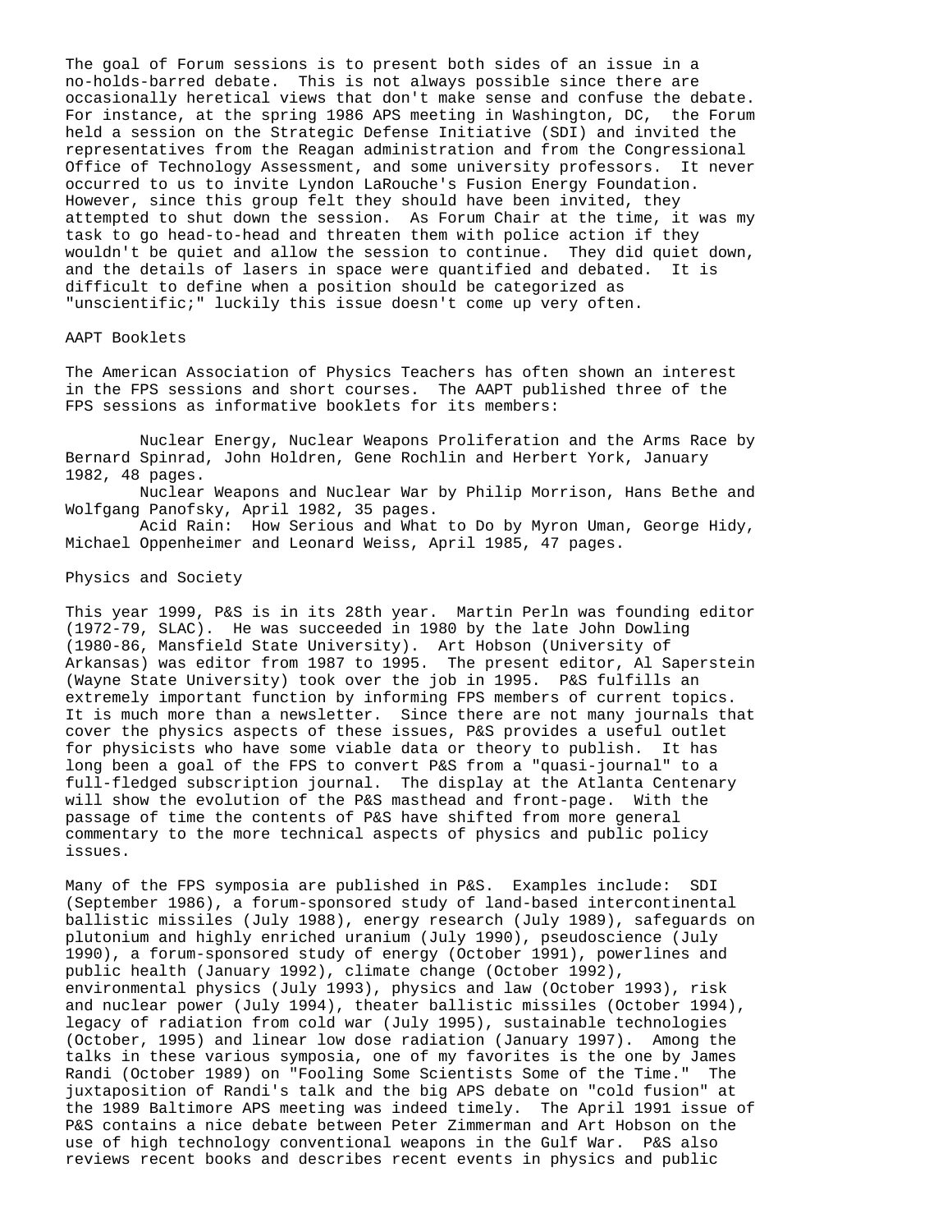The goal of Forum sessions is to present both sides of an issue in a no-holds-barred debate. This is not always possible since there are occasionally heretical views that don't make sense and confuse the debate. For instance, at the spring 1986 APS meeting in Washington, DC, the Forum held a session on the Strategic Defense Initiative (SDI) and invited the representatives from the Reagan administration and from the Congressional Office of Technology Assessment, and some university professors. It never occurred to us to invite Lyndon LaRouche's Fusion Energy Foundation. However, since this group felt they should have been invited, they attempted to shut down the session. As Forum Chair at the time, it was my task to go head-to-head and threaten them with police action if they wouldn't be quiet and allow the session to continue. They did quiet down, and the details of lasers in space were quantified and debated. It is difficult to define when a position should be categorized as "unscientific;" luckily this issue doesn't come up very often.

## AAPT Booklets

The American Association of Physics Teachers has often shown an interest in the FPS sessions and short courses. The AAPT published three of the FPS sessions as informative booklets for its members:

Nuclear Energy, Nuclear Weapons Proliferation and the Arms Race by Bernard Spinrad, John Holdren, Gene Rochlin and Herbert York, January 1982, 48 pages.

Nuclear Weapons and Nuclear War by Philip Morrison, Hans Bethe and Wolfgang Panofsky, April 1982, 35 pages.

Acid Rain: How Serious and What to Do by Myron Uman, George Hidy, Michael Oppenheimer and Leonard Weiss, April 1985, 47 pages.

## Physics and Society

This year 1999, P&S is in its 28th year. Martin Perln was founding editor (1972-79, SLAC). He was succeeded in 1980 by the late John Dowling (1980-86, Mansfield State University). Art Hobson (University of Arkansas) was editor from 1987 to 1995. The present editor, Al Saperstein (Wayne State University) took over the job in 1995. P&S fulfills an extremely important function by informing FPS members of current topics. It is much more than a newsletter. Since there are not many journals that cover the physics aspects of these issues, P&S provides a useful outlet for physicists who have some viable data or theory to publish. It has long been a goal of the FPS to convert P&S from a "quasi-journal" to a full-fledged subscription journal. The display at the Atlanta Centenary will show the evolution of the P&S masthead and front-page. With the passage of time the contents of P&S have shifted from more general commentary to the more technical aspects of physics and public policy issues.

Many of the FPS symposia are published in P&S. Examples include: SDI (September 1986), a forum-sponsored study of land-based intercontinental ballistic missiles (July 1988), energy research (July 1989), safeguards on plutonium and highly enriched uranium (July 1990), pseudoscience (July 1990), a forum-sponsored study of energy (October 1991), powerlines and public health (January 1992), climate change (October 1992), environmental physics (July 1993), physics and law (October 1993), risk and nuclear power (July 1994), theater ballistic missiles (October 1994), legacy of radiation from cold war (July 1995), sustainable technologies (October, 1995) and linear low dose radiation (January 1997). Among the talks in these various symposia, one of my favorites is the one by James Randi (October 1989) on "Fooling Some Scientists Some of the Time." The juxtaposition of Randi's talk and the big APS debate on "cold fusion" at the 1989 Baltimore APS meeting was indeed timely. The April 1991 issue of P&S contains a nice debate between Peter Zimmerman and Art Hobson on the use of high technology conventional weapons in the Gulf War. P&S also reviews recent books and describes recent events in physics and public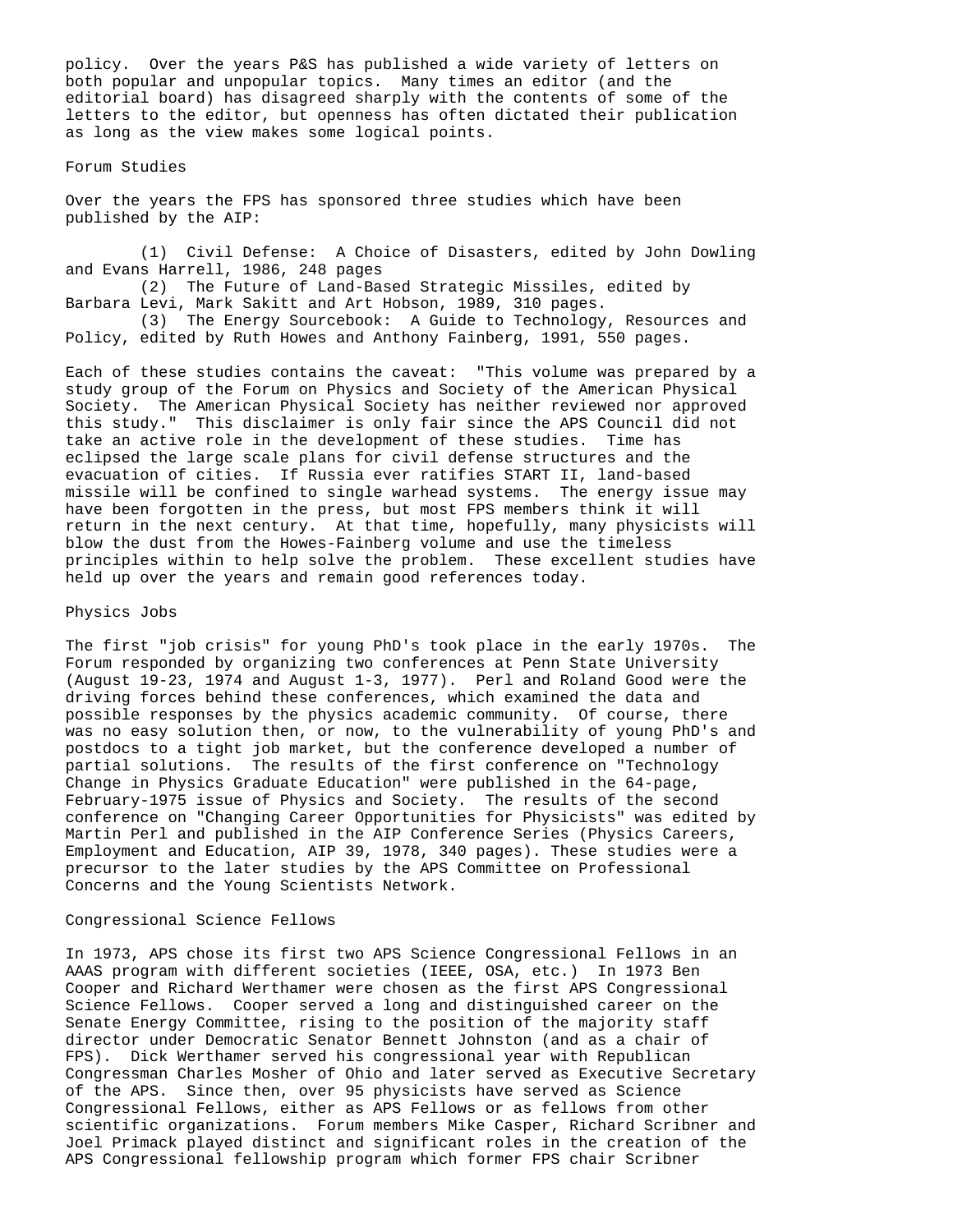policy. Over the years P&S has published a wide variety of letters on both popular and unpopular topics. Many times an editor (and the editorial board) has disagreed sharply with the contents of some of the letters to the editor, but openness has often dictated their publication as long as the view makes some logical points.

## Forum Studies

Over the years the FPS has sponsored three studies which have been published by the AIP:

(1) Civil Defense: A Choice of Disasters, edited by John Dowling and Evans Harrell, 1986, 248 pages
(2) The Future of Land-Based Strategic Missiles, edited by Barbara Levi, Mark Sakitt and Art Hobson, 1989, 310 pages.
(3) The Energy Sourcebook: A Guide to Technology, Resources and Policy, edited by Ruth Howes and Anthony Fainberg, 1991, 550 pages.

Each of these studies contains the caveat: "This volume was prepared by a study group of the Forum on Physics and Society of the American Physical Society. The American Physical Society has neither reviewed nor approved this study." This disclaimer is only fair since the APS Council did not take an active role in the development of these studies. Time has eclipsed the large scale plans for civil defense structures and the evacuation of cities. If Russia ever ratifies START II, land-based missile will be confined to single warhead systems. The energy issue may have been forgotten in the press, but most FPS members think it will return in the next century. At that time, hopefully, many physicists will blow the dust from the Howes-Fainberg volume and use the timeless principles within to help solve the problem. These excellent studies have held up over the years and remain good references today.

## Physics Jobs

The first "job crisis" for young PhD's took place in the early 1970s. The Forum responded by organizing two conferences at Penn State University (August 19-23, 1974 and August 1-3, 1977). Perl and Roland Good were the driving forces behind these conferences, which examined the data and possible responses by the physics academic community. Of course, there was no easy solution then, or now, to the vulnerability of young PhD's and postdocs to a tight job market, but the conference developed a number of partial solutions. The results of the first conference on "Technology Change in Physics Graduate Education" were published in the 64-page, February-1975 issue of Physics and Society. The results of the second conference on "Changing Career Opportunities for Physicists" was edited by Martin Perl and published in the AIP Conference Series (Physics Careers, Employment and Education, AIP 39, 1978, 340 pages). These studies were a precursor to the later studies by the APS Committee on Professional Concerns and the Young Scientists Network.

## Congressional Science Fellows

In 1973, APS chose its first two APS Science Congressional Fellows in an AAAS program with different societies (IEEE, OSA, etc.) In 1973 Ben Cooper and Richard Werthamer were chosen as the first APS Congressional Science Fellows. Cooper served a long and distinguished career on the Senate Energy Committee, rising to the position of the majority staff director under Democratic Senator Bennett Johnston (and as a chair of FPS). Dick Werthamer served his congressional year with Republican Congressman Charles Mosher of Ohio and later served as Executive Secretary of the APS. Since then, over 95 physicists have served as Science Congressional Fellows, either as APS Fellows or as fellows from other scientific organizations. Forum members Mike Casper, Richard Scribner and Joel Primack played distinct and significant roles in the creation of the APS Congressional fellowship program which former FPS chair Scribner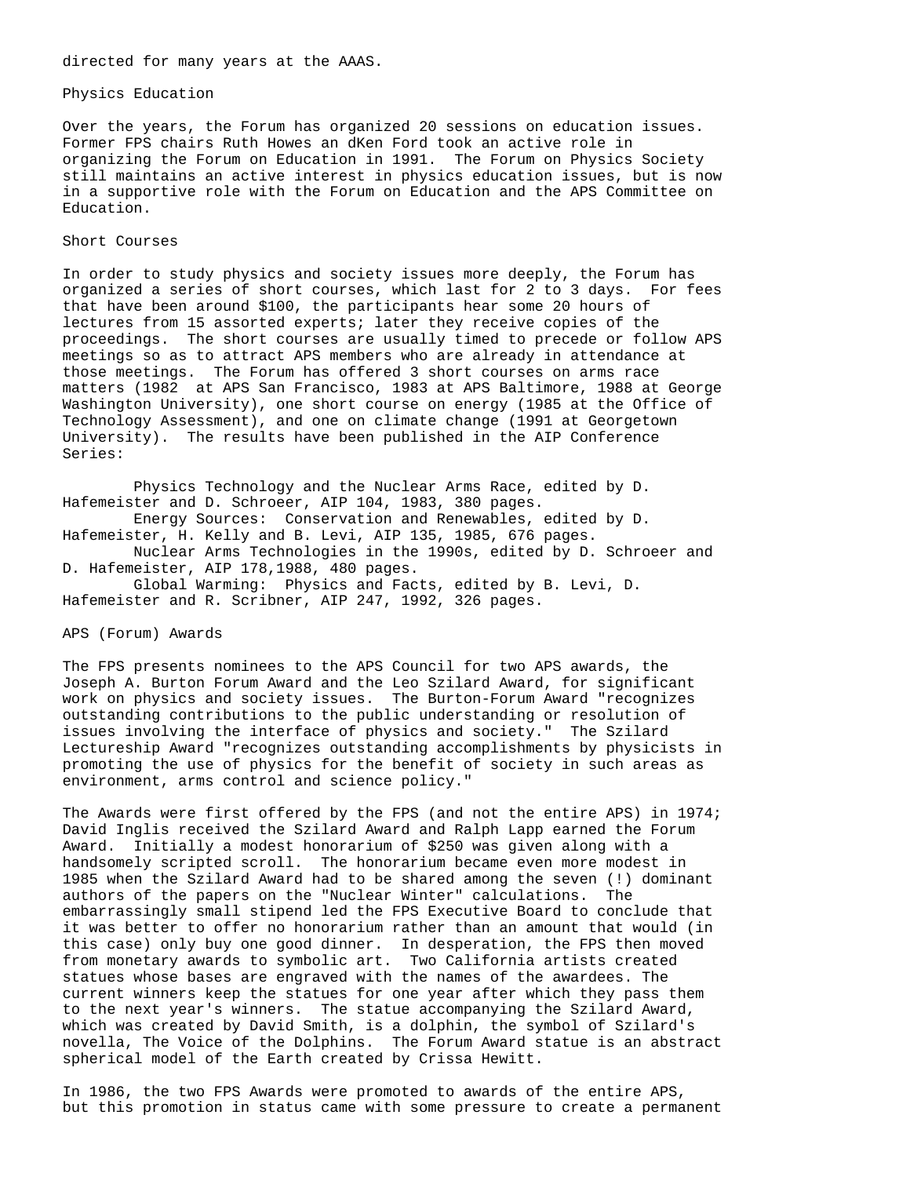directed for many years at the AAAS.

## Physics Education

Over the years, the Forum has organized 20 sessions on education issues. Former FPS chairs Ruth Howes an dKen Ford took an active role in organizing the Forum on Education in 1991. The Forum on Physics Society still maintains an active interest in physics education issues, but is now in a supportive role with the Forum on Education and the APS Committee on Education.

## Short Courses

In order to study physics and society issues more deeply, the Forum has organized a series of short courses, which last for 2 to 3 days. For fees that have been around $100, the participants hear some 20 hours of lectures from 15 assorted experts; later they receive copies of the proceedings. The short courses are usually timed to precede or follow APS meetings so as to attract APS members who are already in attendance at those meetings. The Forum has offered 3 short courses on arms race matters (1982 at APS San Francisco, 1983 at APS Baltimore, 1988 at George Washington University), one short course on energy (1985 at the Office of Technology Assessment), and one on climate change (1991 at Georgetown University). The results have been published in the AIP Conference Series:

- Physics Technology and the Nuclear Arms Race, edited by D. Hafemeister and D. Schroeer, AIP 104, 1983, 380 pages.
- Energy Sources: Conservation and Renewables, edited by D. Hafemeister, H. Kelly and B. Levi, AIP 135, 1985, 676 pages.
- Nuclear Arms Technologies in the 1990s, edited by D. Schroeer and D. Hafemeister, AIP 178,1988, 480 pages.
- Global Warming: Physics and Facts, edited by B. Levi, D. Hafemeister and R. Scribner, AIP 247, 1992, 326 pages.

## APS (Forum) Awards

The FPS presents nominees to the APS Council for two APS awards, the Joseph A. Burton Forum Award and the Leo Szilard Award, for significant work on physics and society issues. The Burton-Forum Award "recognizes outstanding contributions to the public understanding or resolution of issues involving the interface of physics and society." The Szilard Lectureship Award "recognizes outstanding accomplishments by physicists in promoting the use of physics for the benefit of society in such areas as environment, arms control and science policy."

The Awards were first offered by the FPS (and not the entire APS) in 1974; David Inglis received the Szilard Award and Ralph Lapp earned the Forum Award. Initially a modest honorarium of $250 was given along with a handsomely scripted scroll. The honorarium became even more modest in 1985 when the Szilard Award had to be shared among the seven (!) dominant authors of the papers on the "Nuclear Winter" calculations. The embarrassingly small stipend led the FPS Executive Board to conclude that it was better to offer no honorarium rather than an amount that would (in this case) only buy one good dinner. In desperation, the FPS then moved from monetary awards to symbolic art. Two California artists created statues whose bases are engraved with the names of the awardees. The current winners keep the statues for one year after which they pass them to the next year's winners. The statue accompanying the Szilard Award, which was created by David Smith, is a dolphin, the symbol of Szilard's novella, The Voice of the Dolphins. The Forum Award statue is an abstract spherical model of the Earth created by Crissa Hewitt.

In 1986, the two FPS Awards were promoted to awards of the entire APS, but this promotion in status came with some pressure to create a permanent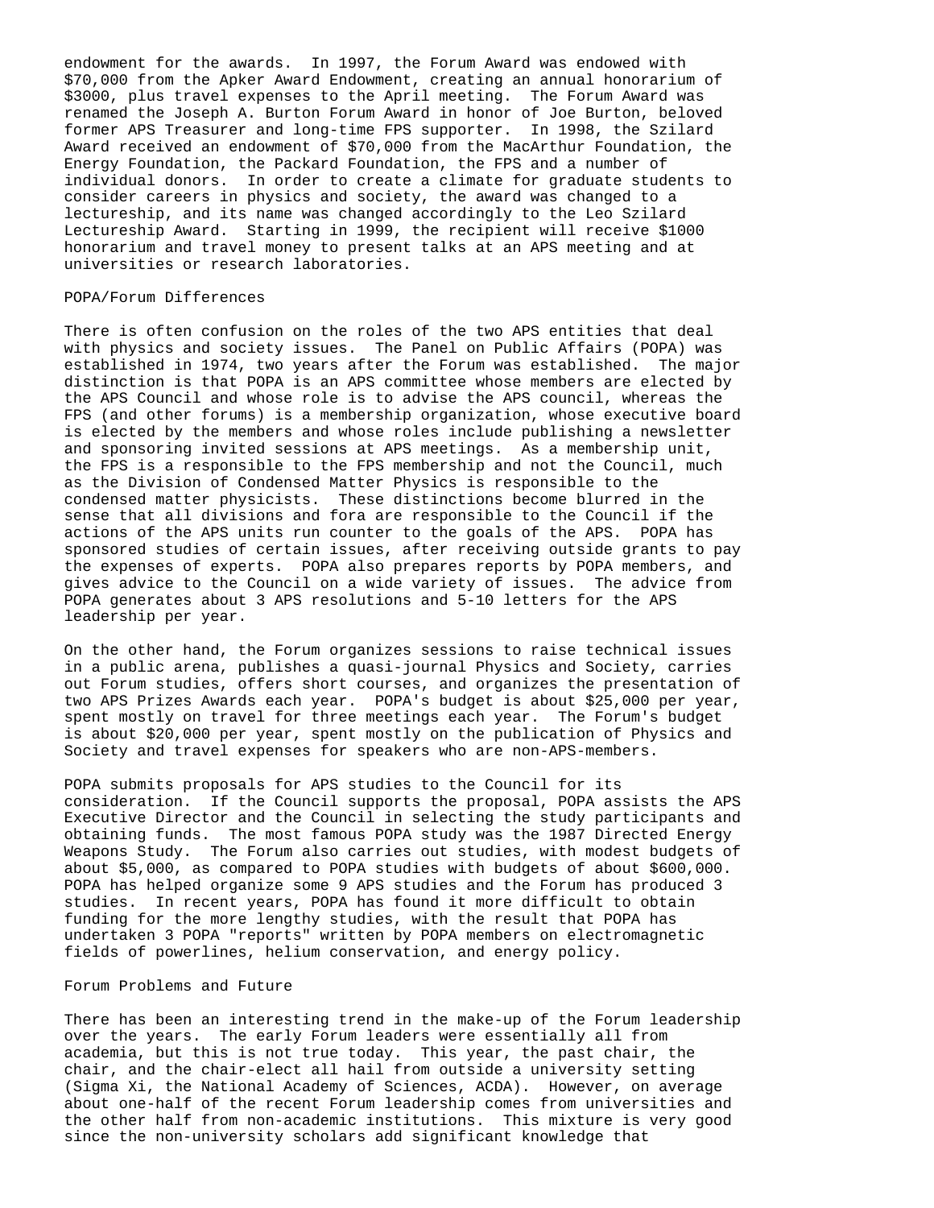endowment for the awards. In 1997, the Forum Award was endowed with $70,000 from the Apker Award Endowment, creating an annual honorarium of $3000, plus travel expenses to the April meeting. The Forum Award was renamed the Joseph A. Burton Forum Award in honor of Joe Burton, beloved former APS Treasurer and long-time FPS supporter. In 1998, the Szilard Award received an endowment of $70,000 from the MacArthur Foundation, the Energy Foundation, the Packard Foundation, the FPS and a number of individual donors. In order to create a climate for graduate students to consider careers in physics and society, the award was changed to a lectureship, and its name was changed accordingly to the Leo Szilard Lectureship Award. Starting in 1999, the recipient will receive $1000 honorarium and travel money to present talks at an APS meeting and at universities or research laboratories.

## POPA/Forum Differences

There is often confusion on the roles of the two APS entities that deal with physics and society issues. The Panel on Public Affairs (POPA) was established in 1974, two years after the Forum was established. The major distinction is that POPA is an APS committee whose members are elected by the APS Council and whose role is to advise the APS council, whereas the FPS (and other forums) is a membership organization, whose executive board is elected by the members and whose roles include publishing a newsletter and sponsoring invited sessions at APS meetings. As a membership unit, the FPS is a responsible to the FPS membership and not the Council, much as the Division of Condensed Matter Physics is responsible to the condensed matter physicists. These distinctions become blurred in the sense that all divisions and fora are responsible to the Council if the actions of the APS units run counter to the goals of the APS. POPA has sponsored studies of certain issues, after receiving outside grants to pay the expenses of experts. POPA also prepares reports by POPA members, and gives advice to the Council on a wide variety of issues. The advice from POPA generates about 3 APS resolutions and 5-10 letters for the APS leadership per year.

On the other hand, the Forum organizes sessions to raise technical issues in a public arena, publishes a quasi-journal Physics and Society, carries out Forum studies, offers short courses, and organizes the presentation of two APS Prizes Awards each year. POPA's budget is about $25,000 per year, spent mostly on travel for three meetings each year. The Forum's budget is about $20,000 per year, spent mostly on the publication of Physics and Society and travel expenses for speakers who are non-APS-members.

POPA submits proposals for APS studies to the Council for its consideration. If the Council supports the proposal, POPA assists the APS Executive Director and the Council in selecting the study participants and obtaining funds. The most famous POPA study was the 1987 Directed Energy Weapons Study. The Forum also carries out studies, with modest budgets of about $5,000, as compared to POPA studies with budgets of about $600,000. POPA has helped organize some 9 APS studies and the Forum has produced 3 studies. In recent years, POPA has found it more difficult to obtain funding for the more lengthy studies, with the result that POPA has undertaken 3 POPA "reports" written by POPA members on electromagnetic fields of powerlines, helium conservation, and energy policy.

## Forum Problems and Future

There has been an interesting trend in the make-up of the Forum leadership over the years. The early Forum leaders were essentially all from academia, but this is not true today. This year, the past chair, the chair, and the chair-elect all hail from outside a university setting (Sigma Xi, the National Academy of Sciences, ACDA). However, on average about one-half of the recent Forum leadership comes from universities and the other half from non-academic institutions. This mixture is very good since the non-university scholars add significant knowledge that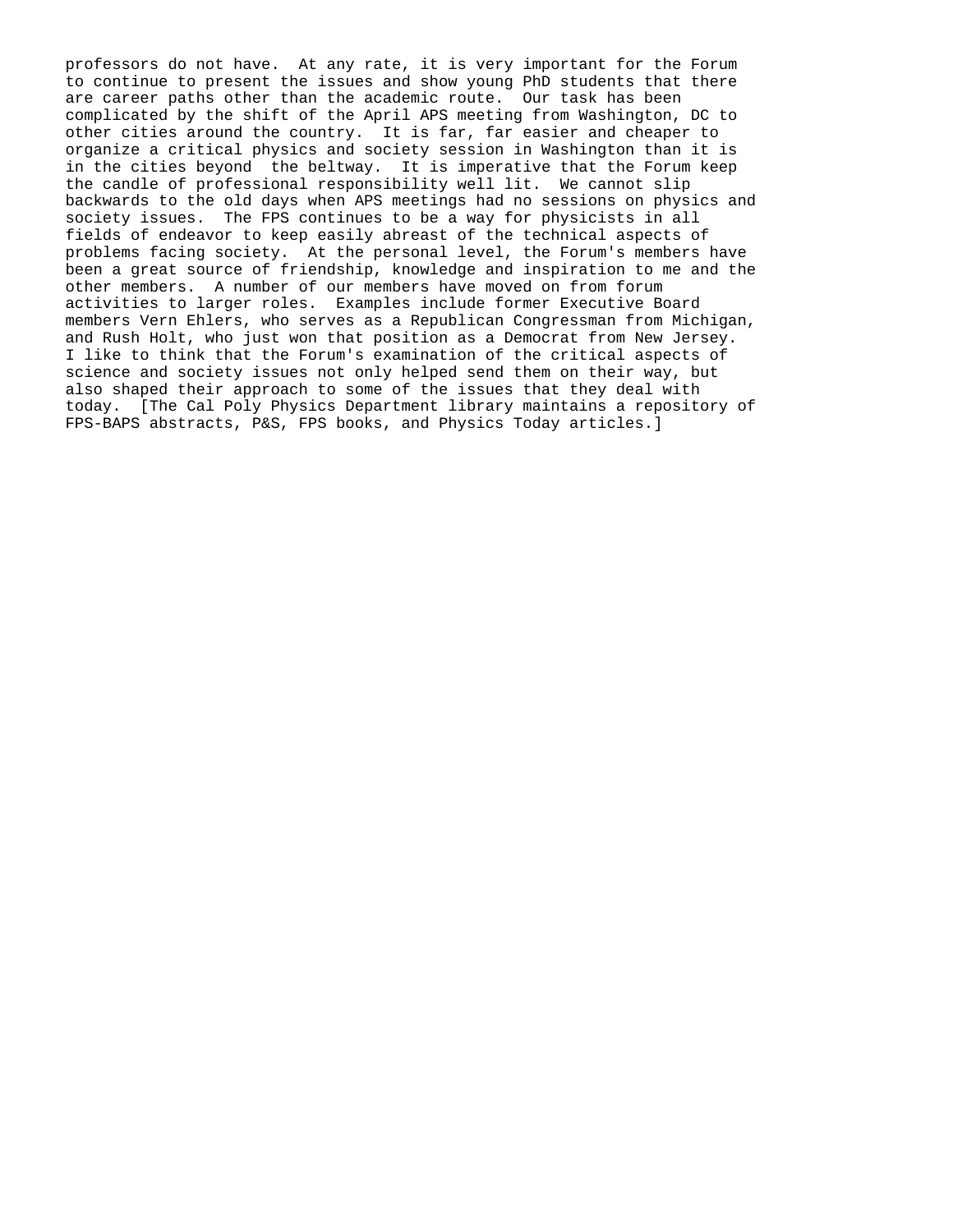professors do not have. At any rate, it is very important for the Forum to continue to present the issues and show young PhD students that there are career paths other than the academic route. Our task has been complicated by the shift of the April APS meeting from Washington, DC to other cities around the country. It is far, far easier and cheaper to organize a critical physics and society session in Washington than it is in the cities beyond the beltway. It is imperative that the Forum keep the candle of professional responsibility well lit. We cannot slip backwards to the old days when APS meetings had no sessions on physics and society issues. The FPS continues to be a way for physicists in all fields of endeavor to keep easily abreast of the technical aspects of problems facing society. At the personal level, the Forum's members have been a great source of friendship, knowledge and inspiration to me and the other members. A number of our members have moved on from forum activities to larger roles. Examples include former Executive Board members Vern Ehlers, who serves as a Republican Congressman from Michigan, and Rush Holt, who just won that position as a Democrat from New Jersey. I like to think that the Forum's examination of the critical aspects of science and society issues not only helped send them on their way, but also shaped their approach to some of the issues that they deal with today. [The Cal Poly Physics Department library maintains a repository of FPS-BAPS abstracts, P&S, FPS books, and Physics Today articles.]